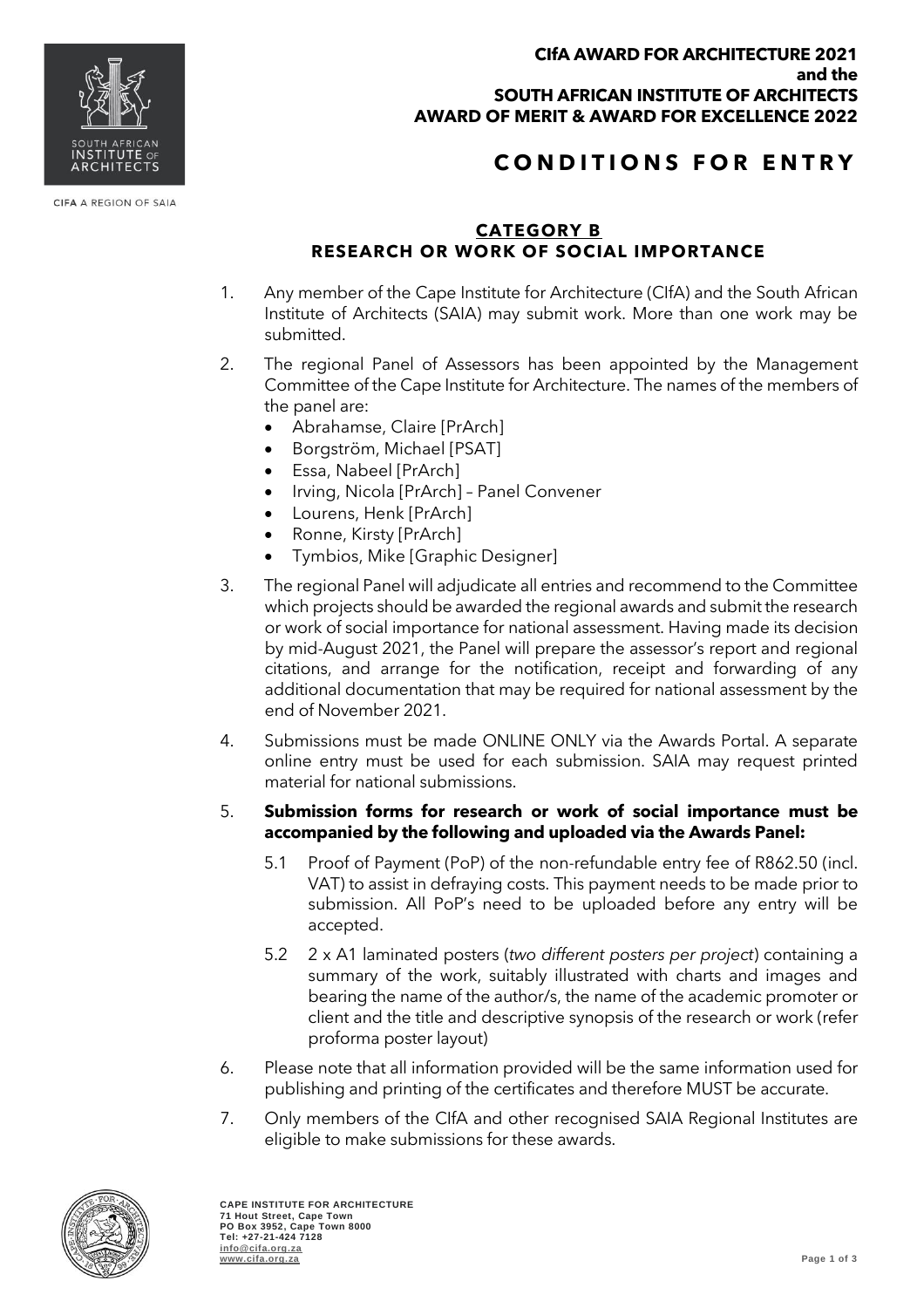**CIfA AWARD FOR ARCHITECTURE 2021**
**and the**
**SOUTH AFRICAN INSTITUTE OF ARCHITECTS**
**AWARD OF MERIT & AWARD FOR EXCELLENCE 2022**

# CONDITIONS FOR ENTRY

CIFA A REGION OF SAIA

## CATEGORY B
## RESEARCH OR WORK OF SOCIAL IMPORTANCE

1. Any member of the Cape Institute for Architecture (CIfA) and the South African Institute of Architects (SAIA) may submit work. More than one work may be submitted.

2. The regional Panel of Assessors has been appointed by the Management Committee of the Cape Institute for Architecture. The names of the members of the panel are:
   - Abrahamse, Claire [PrArch]
   - Borgström, Michael [PSAT]
   - Essa, Nabeel [PrArch]
   - Irving, Nicola [PrArch] – Panel Convener
   - Lourens, Henk [PrArch]
   - Ronne, Kirsty [PrArch]
   - Tymbios, Mike [Graphic Designer]

3. The regional Panel will adjudicate all entries and recommend to the Committee which projects should be awarded the regional awards and submit the research or work of social importance for national assessment. Having made its decision by mid-August 2021, the Panel will prepare the assessor's report and regional citations, and arrange for the notification, receipt and forwarding of any additional documentation that may be required for national assessment by the end of November 2021.

4. Submissions must be made ONLINE ONLY via the Awards Portal. A separate online entry must be used for each submission. SAIA may request printed material for national submissions.

5. **Submission forms for research or work of social importance must be accompanied by the following and uploaded via the Awards Panel:**

   5.1 Proof of Payment (PoP) of the non-refundable entry fee of R862.50 (incl. VAT) to assist in defraying costs. This payment needs to be made prior to submission. All PoP's need to be uploaded before any entry will be accepted.

   5.2 2 x A1 laminated posters (*two different posters per project*) containing a summary of the work, suitably illustrated with charts and images and bearing the name of the author/s, the name of the academic promoter or client and the title and descriptive synopsis of the research or work (refer proforma poster layout)

6. Please note that all information provided will be the same information used for publishing and printing of the certificates and therefore MUST be accurate.

7. Only members of the CIfA and other recognised SAIA Regional Institutes are eligible to make submissions for these awards.

**CAPE INSTITUTE FOR ARCHITECTURE**
**71 Hout Street, Cape Town**
**PO Box 3952, Cape Town 8000**
**Tel: +27-21-424 7128**
**info@cifa.org.za**
**www.cifa.org.za**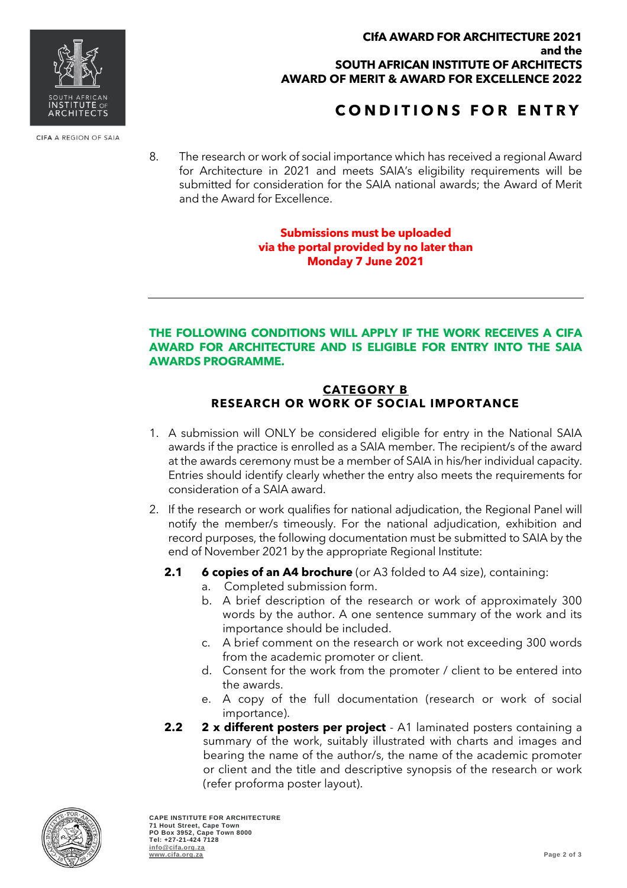**CIfA AWARD FOR ARCHITECTURE 2021**
**and the**
**SOUTH AFRICAN INSTITUTE OF ARCHITECTS**
**AWARD OF MERIT & AWARD FOR EXCELLENCE 2022**

## CONDITIONS FOR ENTRY

8. The research or work of social importance which has received a regional Award for Architecture in 2021 and meets SAIA's eligibility requirements will be submitted for consideration for the SAIA national awards; the Award of Merit and the Award for Excellence.

**Submissions must be uploaded via the portal provided by no later than Monday 7 June 2021**

---

**THE FOLLOWING CONDITIONS WILL APPLY IF THE WORK RECEIVES A CIFA AWARD FOR ARCHITECTURE AND IS ELIGIBLE FOR ENTRY INTO THE SAIA AWARDS PROGRAMME.**

### CATEGORY B
### RESEARCH OR WORK OF SOCIAL IMPORTANCE

1. A submission will ONLY be considered eligible for entry in the National SAIA awards if the practice is enrolled as a SAIA member. The recipient/s of the award at the awards ceremony must be a member of SAIA in his/her individual capacity. Entries should identify clearly whether the entry also meets the requirements for consideration of a SAIA award.
2. If the research or work qualifies for national adjudication, the Regional Panel will notify the member/s timeously. For the national adjudication, exhibition and record purposes, the following documentation must be submitted to SAIA by the end of November 2021 by the appropriate Regional Institute:

   **2.1** **6 copies of an A4 brochure** (or A3 folded to A4 size), containing:
   - a. Completed submission form.
   - b. A brief description of the research or work of approximately 300 words by the author. A one sentence summary of the work and its importance should be included.
   - c. A brief comment on the research or work not exceeding 300 words from the academic promoter or client.
   - d. Consent for the work from the promoter / client to be entered into the awards.
   - e. A copy of the full documentation (research or work of social importance).

   **2.2** **2 x different posters per project** - A1 laminated posters containing a summary of the work, suitably illustrated with charts and images and bearing the name of the author/s, the name of the academic promoter or client and the title and descriptive synopsis of the research or work (refer proforma poster layout).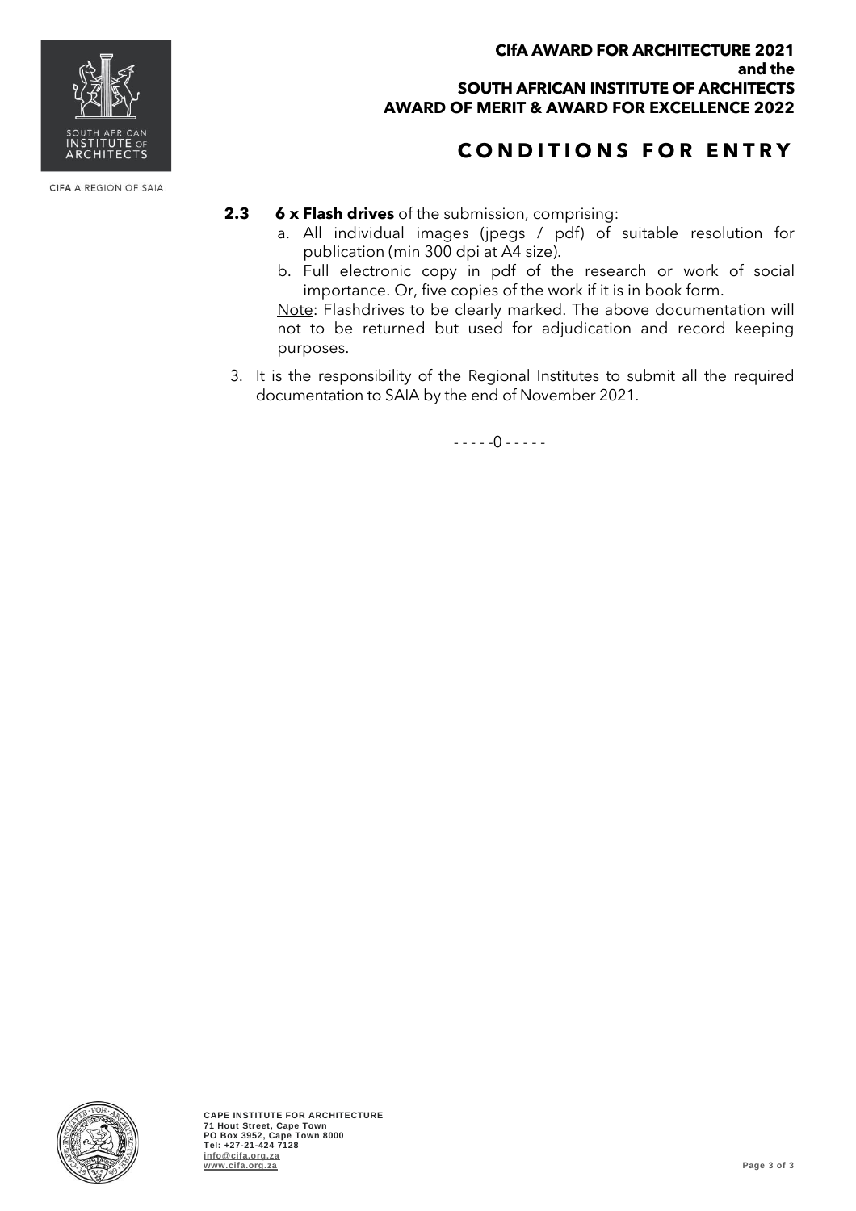**2.3 6 x Flash drives** of the submission, comprising:

a. All individual images (jpegs / pdf) of suitable resolution for publication (min 300 dpi at A4 size).

b. Full electronic copy in pdf of the research or work of social importance. Or, five copies of the work if it is in book form.

Note: Flashdrives to be clearly marked. The above documentation will not to be returned but used for adjudication and record keeping purposes.

3. It is the responsibility of the Regional Institutes to submit all the required documentation to SAIA by the end of November 2021.

- - - - -0 - - - - -